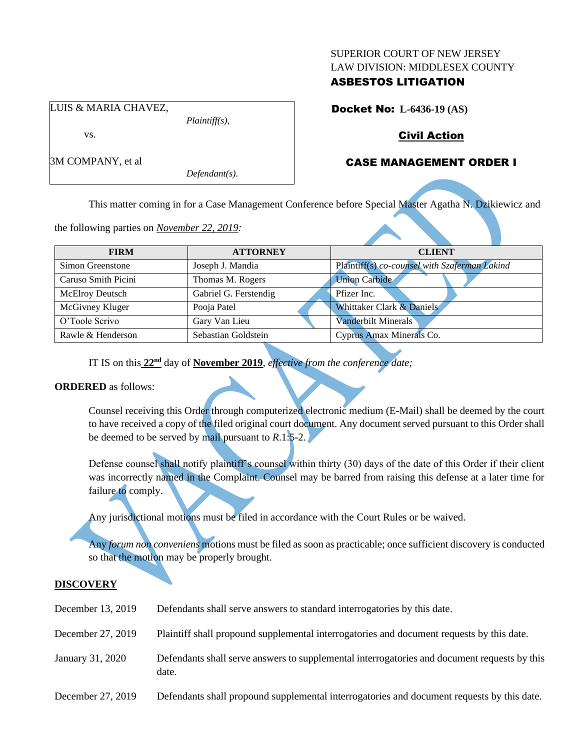SUPERIOR COURT OF NEW JERSEY
LAW DIVISION: MIDDLESEX COUNTY
**ASBESTOS LITIGATION**

LUIS & MARIA CHAVEZ,
*Plaintiff(s),*

vs.

3M COMPANY, et al
*Defendant(s).*

**Docket No: L-6436-19 (AS)**

**Civil Action**

**CASE MANAGEMENT ORDER I**

VACATED

This matter coming in for a Case Management Conference before Special Master Agatha N. Dzikiewicz and the following parties on *November 22, 2019:*

| FIRM | ATTORNEY | CLIENT |
|---|---|---|
| Simon Greenstone | Joseph J. Mandia | Plaintiff(s) *co-counsel with Szaferman Lakind* |
| Caruso Smith Picini | Thomas M. Rogers | Union Carbide |
| McElroy Deutsch | Gabriel G. Ferstendig | Pfizer Inc. |
| McGivney Kluger | Pooja Patel | Whittaker Clark & Daniels |
| O'Toole Scrivo | Gary Van Lieu | Vanderbilt Minerals |
| Rawle & Henderson | Sebastian Goldstein | Cyprus Amax Minerals Co. |

IT IS on this **22nd** day of **November 2019**, *effective from the conference date;*

**ORDERED** as follows:

Counsel receiving this Order through computerized electronic medium (E-Mail) shall be deemed by the court to have received a copy of the filed original court document. Any document served pursuant to this Order shall be deemed to be served by mail pursuant to *R*.1:5-2.

Defense counsel shall notify plaintiff's counsel within thirty (30) days of the date of this Order if their client was incorrectly named in the Complaint. Counsel may be barred from raising this defense at a later time for failure to comply.

Any jurisdictional motions must be filed in accordance with the Court Rules or be waived.

Any *forum non conveniens* motions must be filed as soon as practicable; once sufficient discovery is conducted so that the motion may be properly brought.

**DISCOVERY**

| | |
|---|---|
| December 13, 2019 | Defendants shall serve answers to standard interrogatories by this date. |
| December 27, 2019 | Plaintiff shall propound supplemental interrogatories and document requests by this date. |
| January 31, 2020 | Defendants shall serve answers to supplemental interrogatories and document requests by this date. |
| December 27, 2019 | Defendants shall propound supplemental interrogatories and document requests by this date. |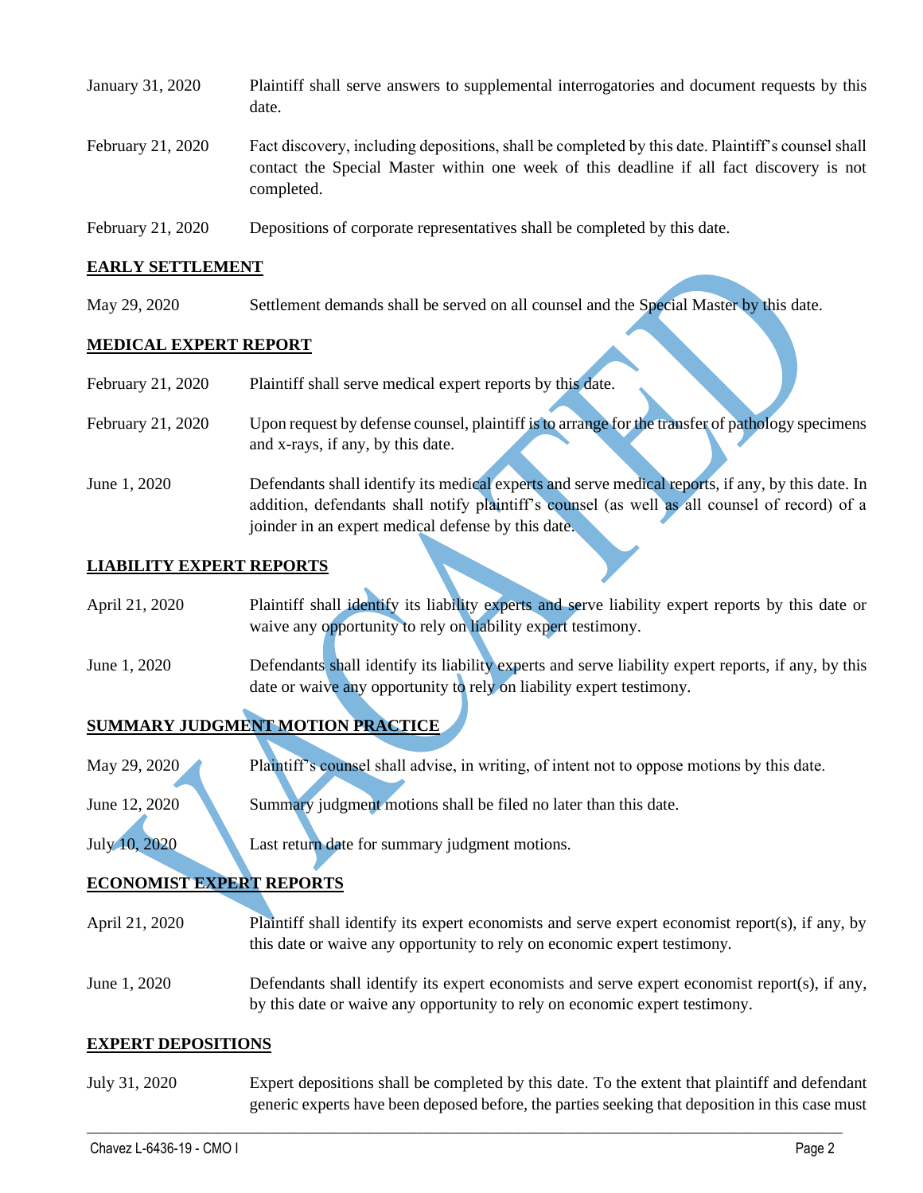| | |
|---|---|
| January 31, 2020 | Plaintiff shall serve answers to supplemental interrogatories and document requests by this date. |
| February 21, 2020 | Fact discovery, including depositions, shall be completed by this date. Plaintiff's counsel shall contact the Special Master within one week of this deadline if all fact discovery is not completed. |
| February 21, 2020 | Depositions of corporate representatives shall be completed by this date. |

**EARLY SETTLEMENT**

| | |
|---|---|
| May 29, 2020 | Settlement demands shall be served on all counsel and the Special Master by this date. |

**MEDICAL EXPERT REPORT**

| | |
|---|---|
| February 21, 2020 | Plaintiff shall serve medical expert reports by this date. |
| February 21, 2020 | Upon request by defense counsel, plaintiff is to arrange for the transfer of pathology specimens and x-rays, if any, by this date. |
| June 1, 2020 | Defendants shall identify its medical experts and serve medical reports, if any, by this date. In addition, defendants shall notify plaintiff's counsel (as well as all counsel of record) of a joinder in an expert medical defense by this date. |

**LIABILITY EXPERT REPORTS**

| | |
|---|---|
| April 21, 2020 | Plaintiff shall identify its liability experts and serve liability expert reports by this date or waive any opportunity to rely on liability expert testimony. |
| June 1, 2020 | Defendants shall identify its liability experts and serve liability expert reports, if any, by this date or waive any opportunity to rely on liability expert testimony. |

**SUMMARY JUDGMENT MOTION PRACTICE**

| | |
|---|---|
| May 29, 2020 | Plaintiff's counsel shall advise, in writing, of intent not to oppose motions by this date. |
| June 12, 2020 | Summary judgment motions shall be filed no later than this date. |
| July 10, 2020 | Last return date for summary judgment motions. |

**ECONOMIST EXPERT REPORTS**

| | |
|---|---|
| April 21, 2020 | Plaintiff shall identify its expert economists and serve expert economist report(s), if any, by this date or waive any opportunity to rely on economic expert testimony. |
| June 1, 2020 | Defendants shall identify its expert economists and serve expert economist report(s), if any, by this date or waive any opportunity to rely on economic expert testimony. |

**EXPERT DEPOSITIONS**

| | |
|---|---|
| July 31, 2020 | Expert depositions shall be completed by this date. To the extent that plaintiff and defendant generic experts have been deposed before, the parties seeking that deposition in this case must |

VACATED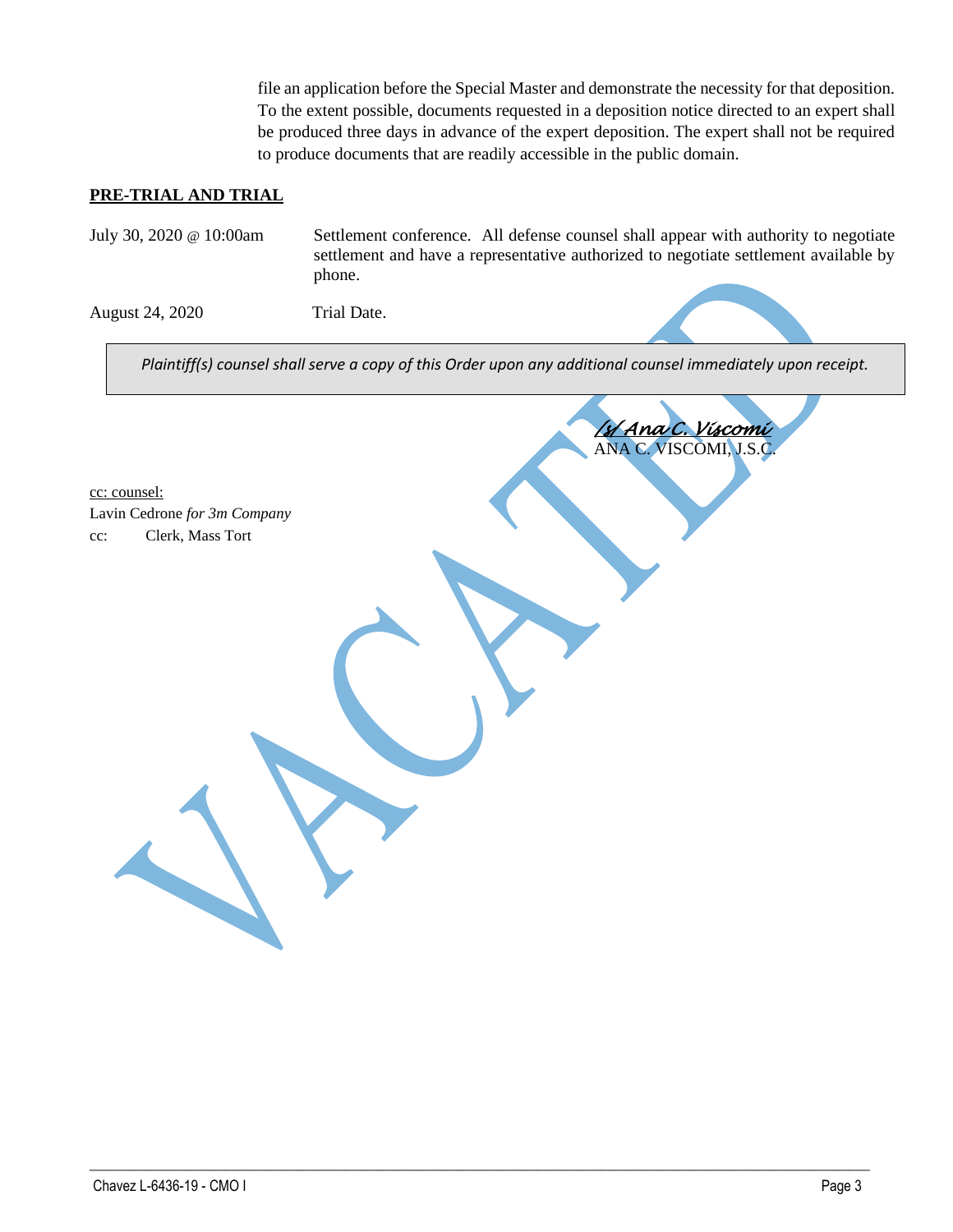file an application before the Special Master and demonstrate the necessity for that deposition. To the extent possible, documents requested in a deposition notice directed to an expert shall be produced three days in advance of the expert deposition. The expert shall not be required to produce documents that are readily accessible in the public domain.

**PRE-TRIAL AND TRIAL**

| | |
|---|---|
| July 30, 2020 @ 10:00am | Settlement conference. All defense counsel shall appear with authority to negotiate settlement and have a representative authorized to negotiate settlement available by phone. |
| August 24, 2020 | Trial Date. |

*Plaintiff(s) counsel shall serve a copy of this Order upon any additional counsel immediately upon receipt.*

*/s/ Ana C. Viscomi*
ANA C. VISCOMI, J.S.C.

VACATED

cc: counsel:
Lavin Cedrone *for 3m Company*
cc: Clerk, Mass Tort